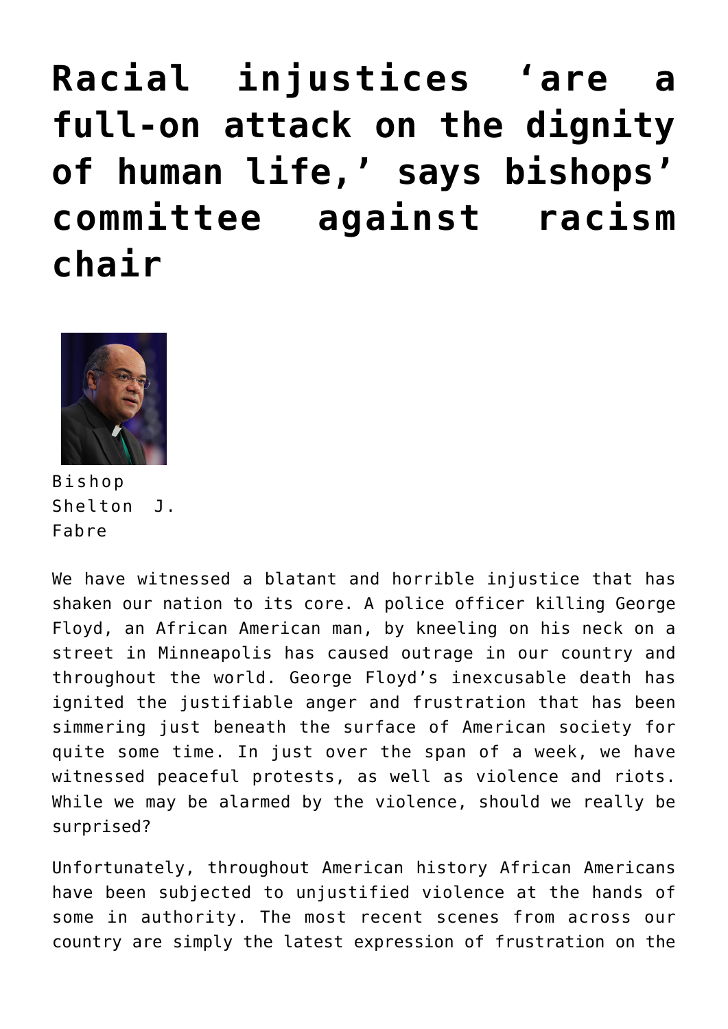# Racial injustices 'are a full-on attack on the dignity of human life,' says bishops' committee against racism chair

Bishop Shelton J. Fabre

We have witnessed a blatant and horrible injustice that has shaken our nation to its core. A police officer killing George Floyd, an African American man, by kneeling on his neck on a street in Minneapolis has caused outrage in our country and throughout the world. George Floyd's inexcusable death has ignited the justifiable anger and frustration that has been simmering just beneath the surface of American society for quite some time. In just over the span of a week, we have witnessed peaceful protests, as well as violence and riots. While we may be alarmed by the violence, should we really be surprised?

Unfortunately, throughout American history African Americans have been subjected to unjustified violence at the hands of some in authority. The most recent scenes from across our country are simply the latest expression of frustration on the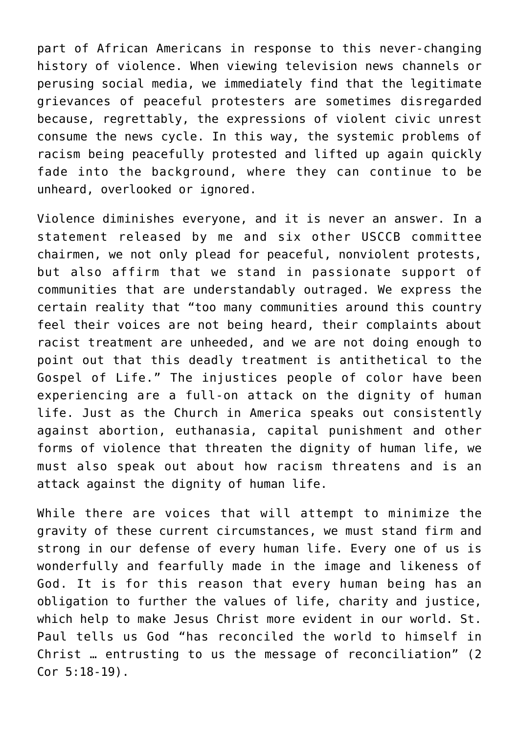part of African Americans in response to this never-changing history of violence. When viewing television news channels or perusing social media, we immediately find that the legitimate grievances of peaceful protesters are sometimes disregarded because, regrettably, the expressions of violent civic unrest consume the news cycle. In this way, the systemic problems of racism being peacefully protested and lifted up again quickly fade into the background, where they can continue to be unheard, overlooked or ignored.

Violence diminishes everyone, and it is never an answer. In a statement released by me and six other USCCB committee chairmen, we not only plead for peaceful, nonviolent protests, but also affirm that we stand in passionate support of communities that are understandably outraged. We express the certain reality that "too many communities around this country feel their voices are not being heard, their complaints about racist treatment are unheeded, and we are not doing enough to point out that this deadly treatment is antithetical to the Gospel of Life." The injustices people of color have been experiencing are a full-on attack on the dignity of human life. Just as the Church in America speaks out consistently against abortion, euthanasia, capital punishment and other forms of violence that threaten the dignity of human life, we must also speak out about how racism threatens and is an attack against the dignity of human life.

While there are voices that will attempt to minimize the gravity of these current circumstances, we must stand firm and strong in our defense of every human life. Every one of us is wonderfully and fearfully made in the image and likeness of God. It is for this reason that every human being has an obligation to further the values of life, charity and justice, which help to make Jesus Christ more evident in our world. St. Paul tells us God "has reconciled the world to himself in Christ … entrusting to us the message of reconciliation" (2 Cor 5:18-19).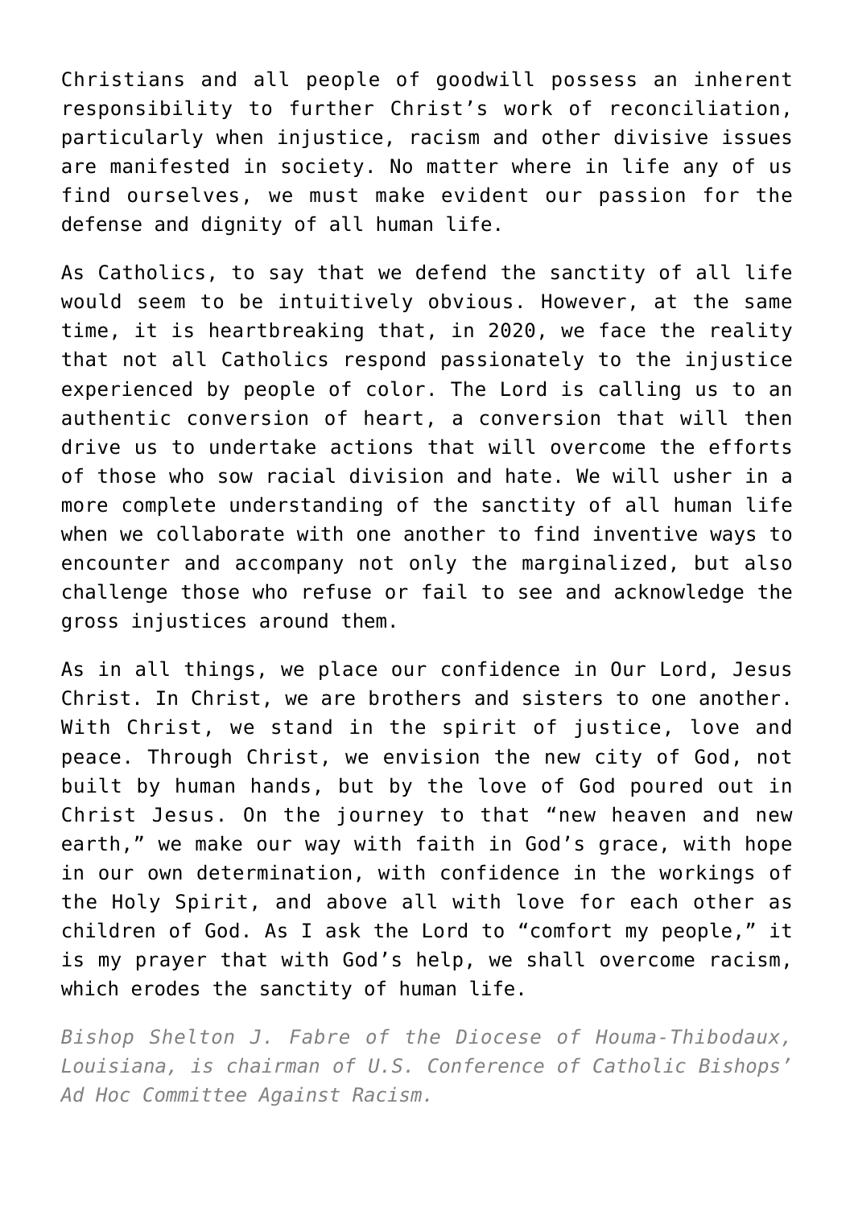Christians and all people of goodwill possess an inherent responsibility to further Christ's work of reconciliation, particularly when injustice, racism and other divisive issues are manifested in society. No matter where in life any of us find ourselves, we must make evident our passion for the defense and dignity of all human life.

As Catholics, to say that we defend the sanctity of all life would seem to be intuitively obvious. However, at the same time, it is heartbreaking that, in 2020, we face the reality that not all Catholics respond passionately to the injustice experienced by people of color. The Lord is calling us to an authentic conversion of heart, a conversion that will then drive us to undertake actions that will overcome the efforts of those who sow racial division and hate. We will usher in a more complete understanding of the sanctity of all human life when we collaborate with one another to find inventive ways to encounter and accompany not only the marginalized, but also challenge those who refuse or fail to see and acknowledge the gross injustices around them.

As in all things, we place our confidence in Our Lord, Jesus Christ. In Christ, we are brothers and sisters to one another. With Christ, we stand in the spirit of justice, love and peace. Through Christ, we envision the new city of God, not built by human hands, but by the love of God poured out in Christ Jesus. On the journey to that "new heaven and new earth," we make our way with faith in God's grace, with hope in our own determination, with confidence in the workings of the Holy Spirit, and above all with love for each other as children of God. As I ask the Lord to "comfort my people," it is my prayer that with God's help, we shall overcome racism, which erodes the sanctity of human life.

*Bishop Shelton J. Fabre of the Diocese of Houma-Thibodaux, Louisiana, is chairman of U.S. Conference of Catholic Bishops' Ad Hoc Committee Against Racism.*